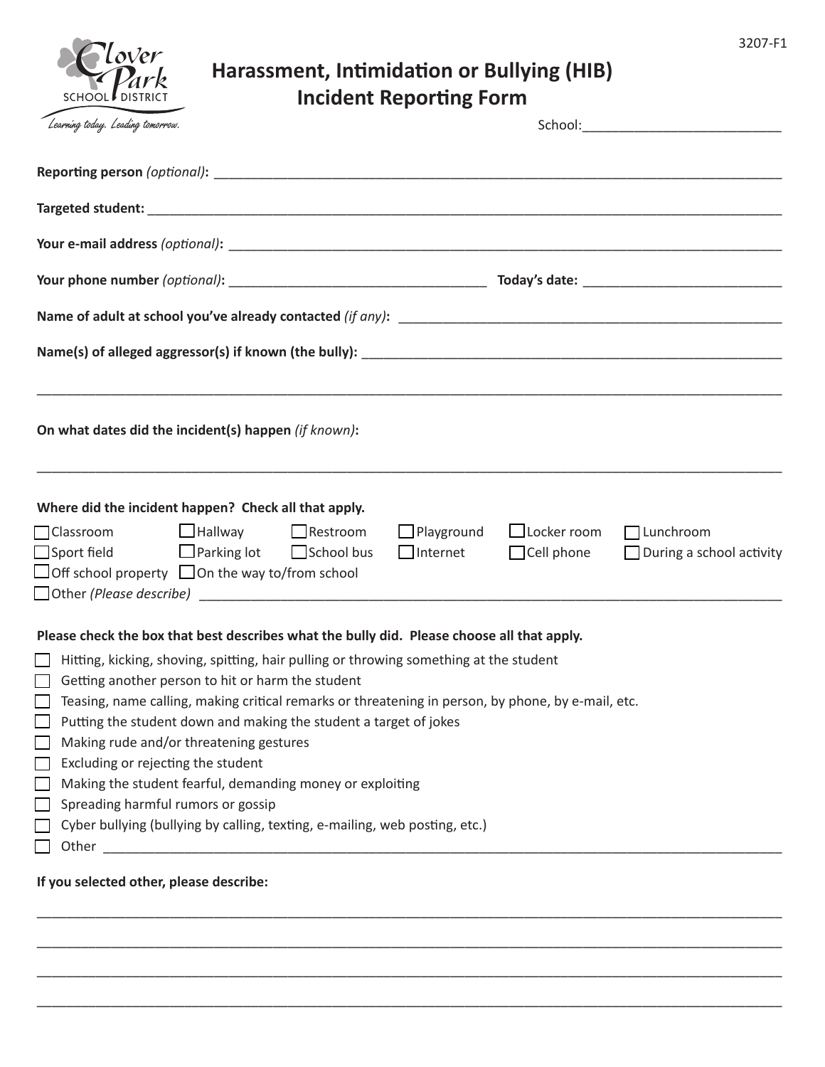3207-F1

Clover Park School District
*Learning today. Leading tomorrow.*

# Harassment, Intimidation or Bullying (HIB) Incident Reporting Form

School:___________________________

**Reporting person** *(optional)***:** ___________________________________________________________________________

**Targeted student:** ___________________________________________________________________________

**Your e-mail address** *(optional)***:** ___________________________________________________________________________

**Your phone number** *(optional)***:** ___________________________________ **Today's date:** ___________________________

**Name of adult at school you've already contacted** *(if any)***:** ______________________________________________________

**Name(s) of alleged aggressor(s) if known (the bully):** ___________________________________________________________

___________________________________________________________________________________________________

**On what dates did the incident(s) happen** *(if known)***:**

___________________________________________________________________________________________________

**Where did the incident happen? Check all that apply.**

☐ Classroom ☐ Hallway ☐ Restroom ☐ Playground ☐ Locker room ☐ Lunchroom
☐ Sport field ☐ Parking lot ☐ School bus ☐ Internet ☐ Cell phone ☐ During a school activity
☐ Off school property ☐ On the way to/from school
☐ Other *(Please describe)* _____________________________________________________________________________

**Please check the box that best describes what the bully did. Please choose all that apply.**

- ☐ Hitting, kicking, shoving, spitting, hair pulling or throwing something at the student
- ☐ Getting another person to hit or harm the student
- ☐ Teasing, name calling, making critical remarks or threatening in person, by phone, by e-mail, etc.
- ☐ Putting the student down and making the student a target of jokes
- ☐ Making rude and/or threatening gestures
- ☐ Excluding or rejecting the student
- ☐ Making the student fearful, demanding money or exploiting
- ☐ Spreading harmful rumors or gossip
- ☐ Cyber bullying (bullying by calling, texting, e-mailing, web posting, etc.)
- ☐ Other ___________________________________________________________________________________________

**If you selected other, please describe:**

___________________________________________________________________________________________________

___________________________________________________________________________________________________

___________________________________________________________________________________________________

___________________________________________________________________________________________________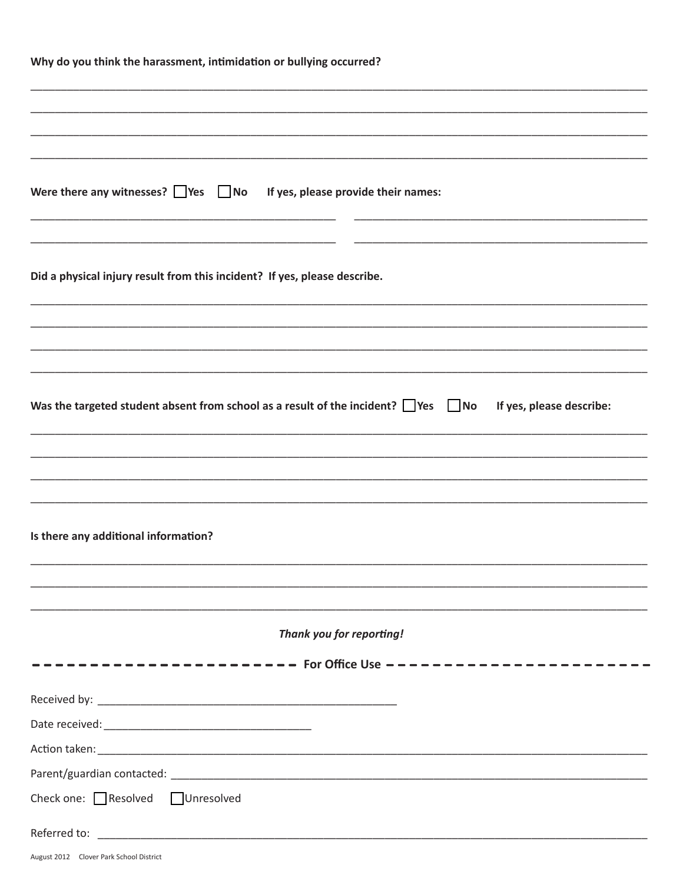**Why do you think the harassment, intimidation or bullying occurred?**

________________________________________________________________________________________________

________________________________________________________________________________________________

________________________________________________________________________________________________

________________________________________________________________________________________________

**Were there any witnesses?** ☐ **Yes** ☐ **No** **If yes, please provide their names:**

______________________________________________ ______________________________________________

______________________________________________ ______________________________________________

**Did a physical injury result from this incident? If yes, please describe.**

________________________________________________________________________________________________

________________________________________________________________________________________________

________________________________________________________________________________________________

________________________________________________________________________________________________

**Was the targeted student absent from school as a result of the incident?** ☐ **Yes** ☐ **No** **If yes, please describe:**

________________________________________________________________________________________________

________________________________________________________________________________________________

________________________________________________________________________________________________

________________________________________________________________________________________________

**Is there any additional information?**

________________________________________________________________________________________________

________________________________________________________________________________________________

________________________________________________________________________________________________

***Thank you for reporting!***

**- - - - - - - - - - - - - - - - - - - - - - For Office Use - - - - - - - - - - - - - - - - - - - - - -**

Received by: ______________________________________________

Date received: ________________________________

Action taken: ______________________________________________________________________________________

Parent/guardian contacted: _______________________________________________________________________

Check one: ☐ Resolved ☐ Unresolved

Referred to: _______________________________________________________________________________________

August 2012 Clover Park School District